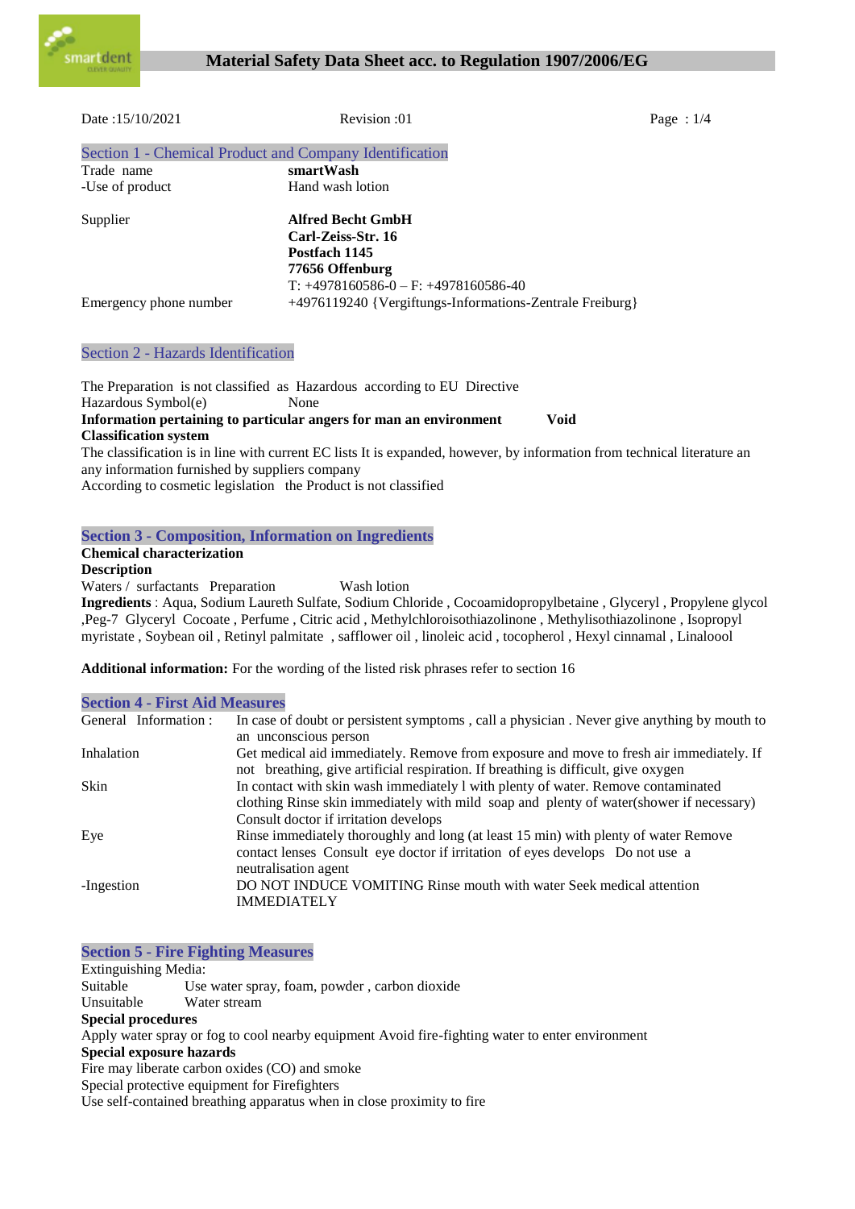# Material Safety Data Sheet acc. to Regulation 1907/2006/EG

Date :15/10/2021 Revision :01

## Section 1 - Chemical Product and Company Identification

| | |
|---|---|
| Trade name | **smartWash** |
| -Use of product | Hand wash lotion |
| Supplier | **Alfred Becht GmbH**<br>**Carl-Zeiss-Str. 16**<br>**Postfach 1145**<br>**77656 Offenburg**<br>T: +4978160586-0 – F: +4978160586-40 |
| Emergency phone number | +4976119240 {Vergiftungs-Informations-Zentrale Freiburg} |

## Section 2 - Hazards Identification

The Preparation is not classified as Hazardous according to EU Directive

Hazardous Symbol(e) None

**Information pertaining to particular angers for man an environment** **Void**

**Classification system**

The classification is in line with current EC lists It is expanded, however, by information from technical literature an any information furnished by suppliers company

According to cosmetic legislation the Product is not classified

## Section 3 - Composition, Information on Ingredients

**Chemical characterization**

**Description**

Waters / surfactants Preparation Wash lotion

**Ingredients** : Aqua, Sodium Laureth Sulfate, Sodium Chloride , Cocoamidopropylbetaine , Glyceryl , Propylene glycol ,Peg-7 Glyceryl Cocoate , Perfume , Citric acid , Methylchloroisothiazolinone , Methylisothiazolinone , Isopropyl myristate , Soybean oil , Retinyl palmitate , safflower oil , linoleic acid , tocopherol , Hexyl cinnamal , Linaloool

**Additional information:** For the wording of the listed risk phrases refer to section 16

## Section 4 - First Aid Measures

| | |
|---|---|
| General Information : | In case of doubt or persistent symptoms , call a physician . Never give anything by mouth to an unconscious person |
| Inhalation | Get medical aid immediately. Remove from exposure and move to fresh air immediately. If not breathing, give artificial respiration. If breathing is difficult, give oxygen |
| Skin | In contact with skin wash immediately l with plenty of water. Remove contaminated clothing Rinse skin immediately with mild soap and plenty of water(shower if necessary) Consult doctor if irritation develops |
| Eye | Rinse immediately thoroughly and long (at least 15 min) with plenty of water Remove contact lenses Consult eye doctor if irritation of eyes develops Do not use a neutralisation agent |
| -Ingestion | DO NOT INDUCE VOMITING Rinse mouth with water Seek medical attention IMMEDIATELY |

## Section 5 - Fire Fighting Measures

Extinguishing Media:

Suitable Use water spray, foam, powder , carbon dioxide

Unsuitable Water stream

**Special procedures**

Apply water spray or fog to cool nearby equipment Avoid fire-fighting water to enter environment

**Special exposure hazards**

Fire may liberate carbon oxides (CO) and smoke

Special protective equipment for Firefighters

Use self-contained breathing apparatus when in close proximity to fire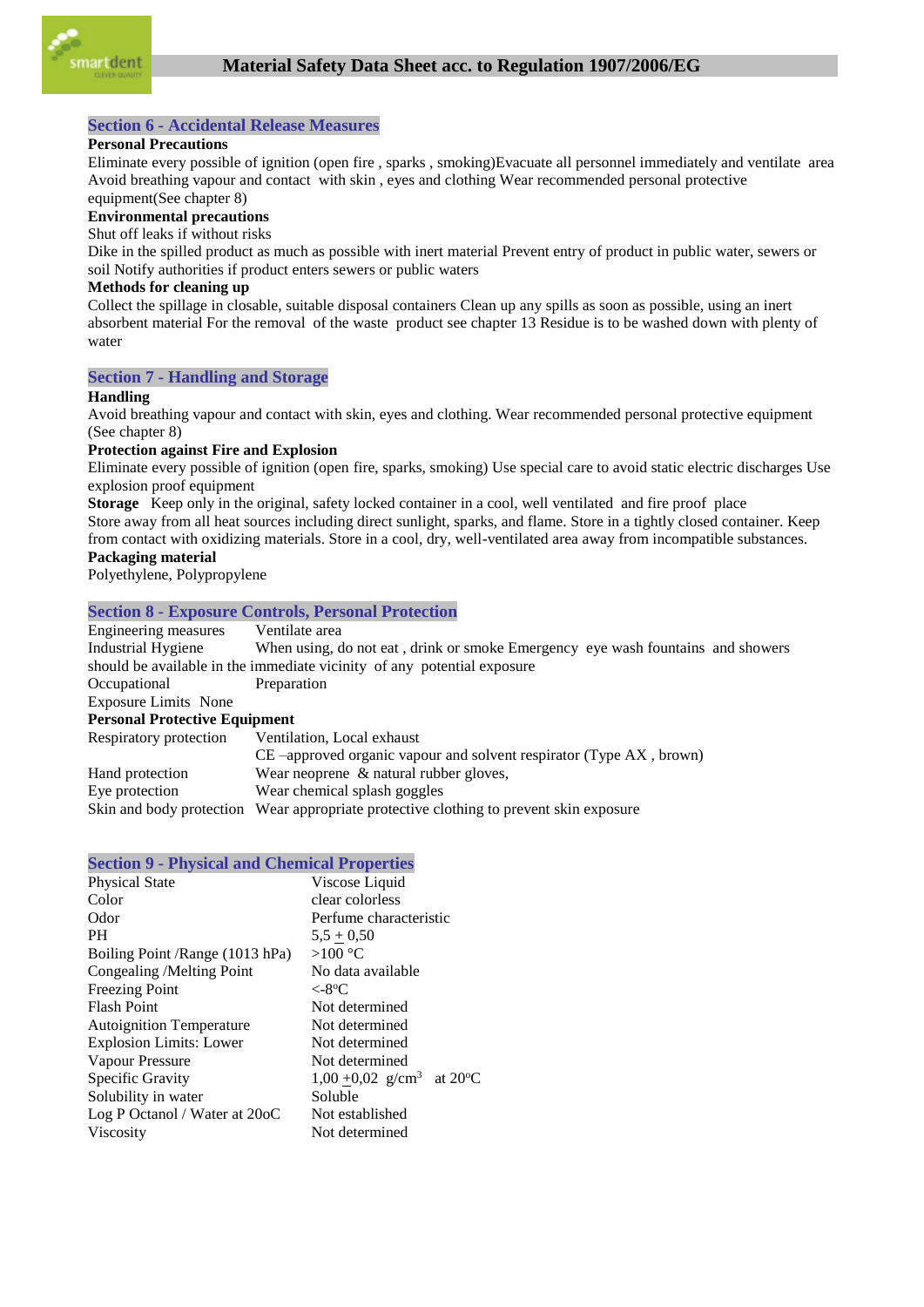## Section 6 - Accidental Release Measures

**Personal Precautions**

Eliminate every possible of ignition (open fire , sparks , smoking)Evacuate all personnel immediately and ventilate area Avoid breathing vapour and contact with skin , eyes and clothing Wear recommended personal protective equipment(See chapter 8)

**Environmental precautions**

Shut off leaks if without risks

Dike in the spilled product as much as possible with inert material Prevent entry of product in public water, sewers or soil Notify authorities if product enters sewers or public waters

**Methods for cleaning up**

Collect the spillage in closable, suitable disposal containers Clean up any spills as soon as possible, using an inert absorbent material For the removal of the waste product see chapter 13 Residue is to be washed down with plenty of water

## Section 7 - Handling and Storage

**Handling**

Avoid breathing vapour and contact with skin, eyes and clothing. Wear recommended personal protective equipment (See chapter 8)

**Protection against Fire and Explosion**

Eliminate every possible of ignition (open fire, sparks, smoking) Use special care to avoid static electric discharges Use explosion proof equipment

**Storage** Keep only in the original, safety locked container in a cool, well ventilated and fire proof place

Store away from all heat sources including direct sunlight, sparks, and flame. Store in a tightly closed container. Keep from contact with oxidizing materials. Store in a cool, dry, well-ventilated area away from incompatible substances.

**Packaging material**

Polyethylene, Polypropylene

## Section 8 - Exposure Controls, Personal Protection

Engineering measures   Ventilate area

Industrial Hygiene   When using, do not eat , drink or smoke Emergency eye wash fountains and showers should be available in the immediate vicinity of any potential exposure

Occupational   Preparation

Exposure Limits None

**Personal Protective Equipment**

| | |
|---|---|
| Respiratory protection | Ventilation, Local exhaust<br>CE –approved organic vapour and solvent respirator (Type AX , brown) |
| Hand protection | Wear neoprene & natural rubber gloves, |
| Eye protection | Wear chemical splash goggles |
| Skin and body protection | Wear appropriate protective clothing to prevent skin exposure |

## Section 9 - Physical and Chemical Properties

| | |
|---|---|
| Physical State | Viscose Liquid |
| Color | clear colorless |
| Odor | Perfume characteristic |
| PH | 5,5 ± 0,50 |
| Boiling Point /Range (1013 hPa) | >100 °C |
| Congealing /Melting Point | No data available |
| Freezing Point | <-8°C |
| Flash Point | Not determined |
| Autoignition Temperature | Not determined |
| Explosion Limits: Lower | Not determined |
| Vapour Pressure | Not determined |
| Specific Gravity | 1,00 ±0,02 g/cm$^3$ at 20°C |
| Solubility in water | Soluble |
| Log P Octanol / Water at 20oC | Not established |
| Viscosity | Not determined |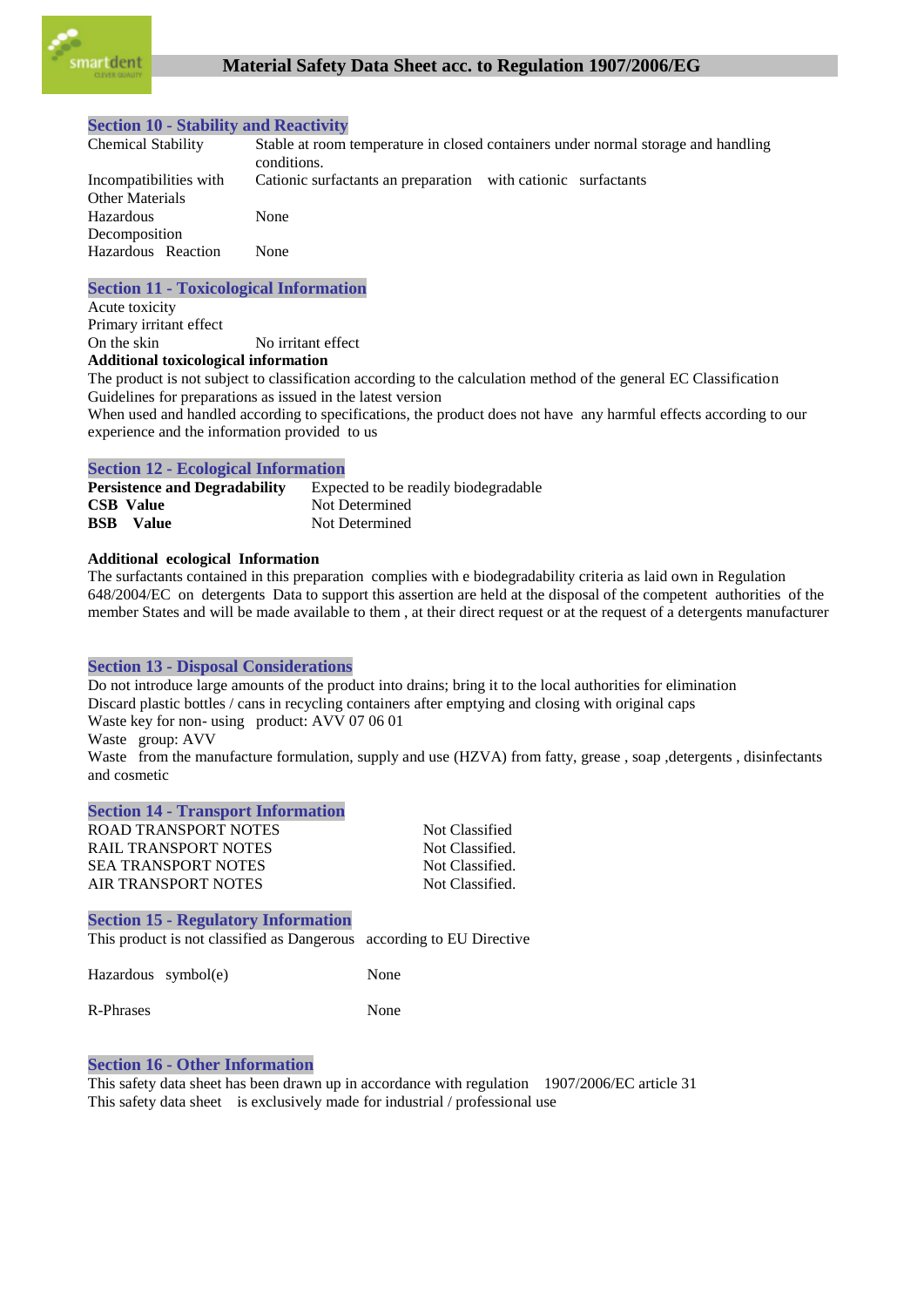## Section 10 - Stability and Reactivity

| | |
|---|---|
| Chemical Stability | Stable at room temperature in closed containers under normal storage and handling conditions. |
| Incompatibilities with Other Materials | Cationic surfactants an preparation with cationic surfactants |
| Hazardous Decomposition | None |
| Hazardous Reaction | None |

## Section 11 - Toxicological Information

Acute toxicity
Primary irritant effect
On the skin No irritant effect

**Additional toxicological information**

The product is not subject to classification according to the calculation method of the general EC Classification Guidelines for preparations as issued in the latest version
When used and handled according to specifications, the product does not have any harmful effects according to our experience and the information provided to us

## Section 12 - Ecological Information

| | |
|---|---|
| **Persistence and Degradability** | Expected to be readily biodegradable |
| **CSB Value** | Not Determined |
| **BSB Value** | Not Determined |

**Additional ecological Information**

The surfactants contained in this preparation complies with e biodegradability criteria as laid own in Regulation 648/2004/EC on detergents Data to support this assertion are held at the disposal of the competent authorities of the member States and will be made available to them , at their direct request or at the request of a detergents manufacturer

## Section 13 - Disposal Considerations

Do not introduce large amounts of the product into drains; bring it to the local authorities for elimination
Discard plastic bottles / cans in recycling containers after emptying and closing with original caps
Waste key for non- using product: AVV 07 06 01
Waste group: AVV
Waste from the manufacture formulation, supply and use (HZVA) from fatty, grease , soap ,detergents , disinfectants and cosmetic

## Section 14 - Transport Information

| | |
|---|---|
| ROAD TRANSPORT NOTES | Not Classified |
| RAIL TRANSPORT NOTES | Not Classified. |
| SEA TRANSPORT NOTES | Not Classified. |
| AIR TRANSPORT NOTES | Not Classified. |

## Section 15 - Regulatory Information

This product is not classified as Dangerous according to EU Directive

| | |
|---|---|
| Hazardous symbol(e) | None |
| R-Phrases | None |

## Section 16 - Other Information

This safety data sheet has been drawn up in accordance with regulation 1907/2006/EC article 31
This safety data sheet is exclusively made for industrial / professional use